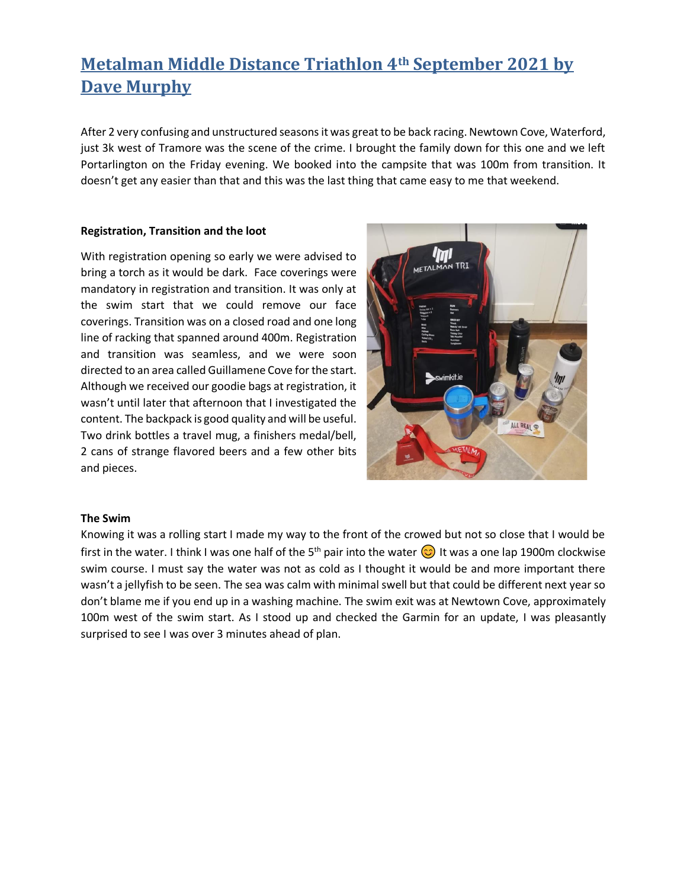# Metalman Middle Distance Triathlon 4th September 2021 by Dave Murphy

After 2 very confusing and unstructured seasons it was great to be back racing. Newtown Cove, Waterford, just 3k west of Tramore was the scene of the crime. I brought the family down for this one and we left Portarlington on the Friday evening. We booked into the campsite that was 100m from transition. It doesn't get any easier than that and this was the last thing that came easy to me that weekend.

**Registration, Transition and the loot**

With registration opening so early we were advised to bring a torch as it would be dark. Face coverings were mandatory in registration and transition. It was only at the swim start that we could remove our face coverings. Transition was on a closed road and one long line of racking that spanned around 400m. Registration and transition was seamless, and we were soon directed to an area called Guillamene Cove for the start. Although we received our goodie bags at registration, it wasn't until later that afternoon that I investigated the content. The backpack is good quality and will be useful. Two drink bottles a travel mug, a finishers medal/bell, 2 cans of strange flavored beers and a few other bits and pieces.

**The Swim**

Knowing it was a rolling start I made my way to the front of the crowed but not so close that I would be first in the water. I think I was one half of the 5th pair into the water 😊 It was a one lap 1900m clockwise swim course. I must say the water was not as cold as I thought it would be and more important there wasn't a jellyfish to be seen. The sea was calm with minimal swell but that could be different next year so don't blame me if you end up in a washing machine. The swim exit was at Newtown Cove, approximately 100m west of the swim start. As I stood up and checked the Garmin for an update, I was pleasantly surprised to see I was over 3 minutes ahead of plan.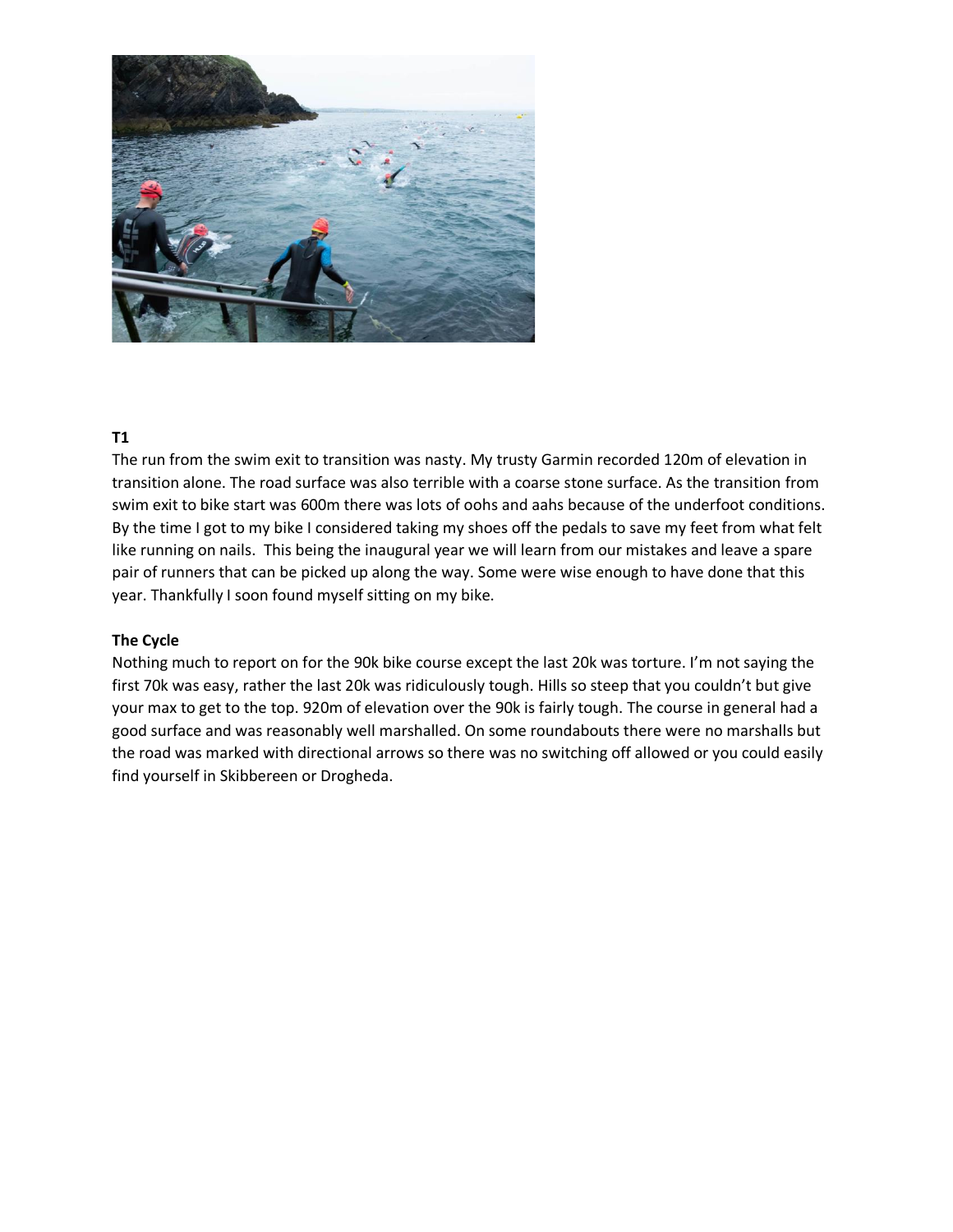**T1**

The run from the swim exit to transition was nasty. My trusty Garmin recorded 120m of elevation in transition alone. The road surface was also terrible with a coarse stone surface. As the transition from swim exit to bike start was 600m there was lots of oohs and aahs because of the underfoot conditions. By the time I got to my bike I considered taking my shoes off the pedals to save my feet from what felt like running on nails. This being the inaugural year we will learn from our mistakes and leave a spare pair of runners that can be picked up along the way. Some were wise enough to have done that this year. Thankfully I soon found myself sitting on my bike.

**The Cycle**

Nothing much to report on for the 90k bike course except the last 20k was torture. I'm not saying the first 70k was easy, rather the last 20k was ridiculously tough. Hills so steep that you couldn't but give your max to get to the top. 920m of elevation over the 90k is fairly tough. The course in general had a good surface and was reasonably well marshalled. On some roundabouts there were no marshalls but the road was marked with directional arrows so there was no switching off allowed or you could easily find yourself in Skibbereen or Drogheda.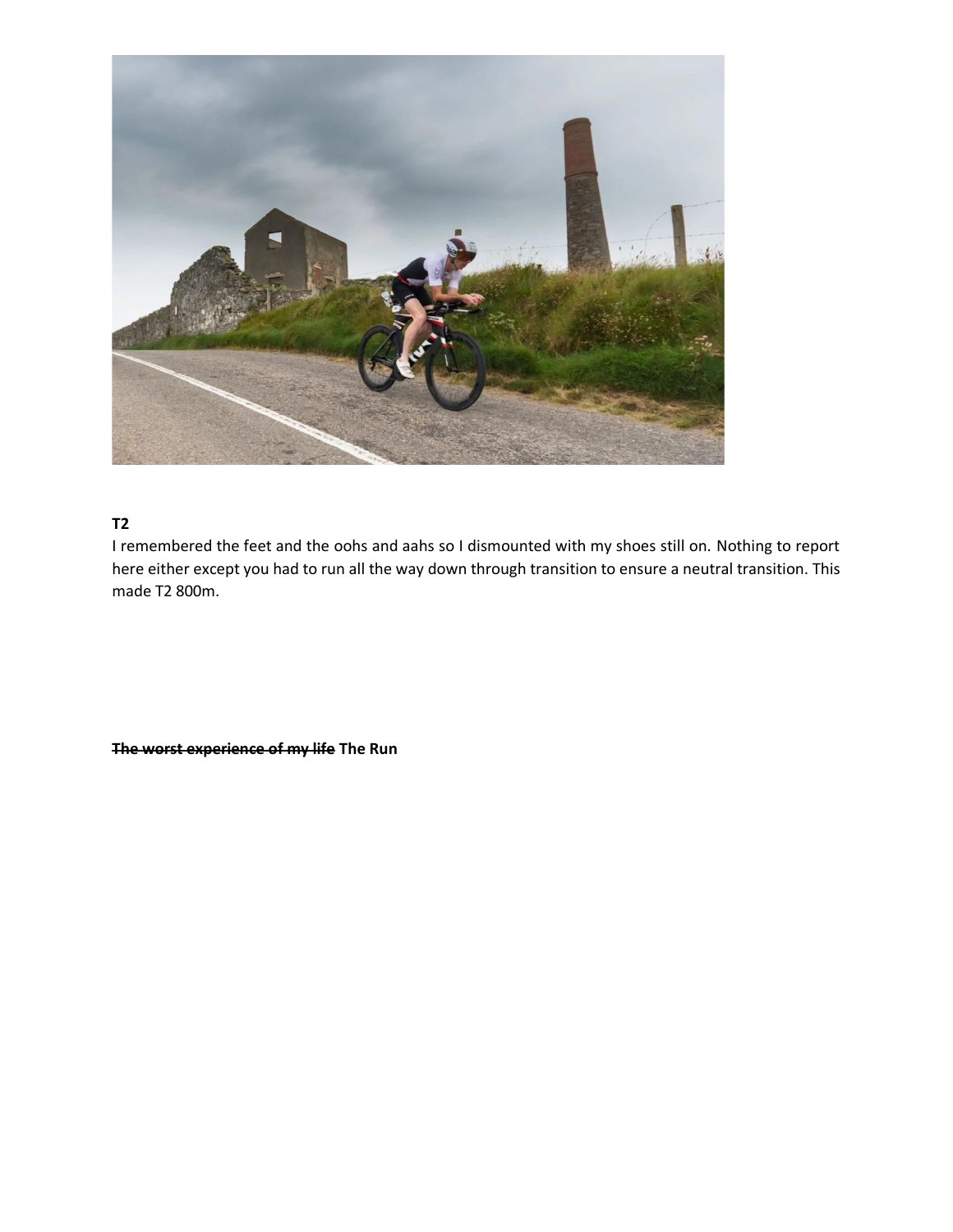**T2**

I remembered the feet and the oohs and aahs so I dismounted with my shoes still on. Nothing to report here either except you had to run all the way down through transition to ensure a neutral transition. This made T2 800m.

**~~The worst experience of my life~~ The Run**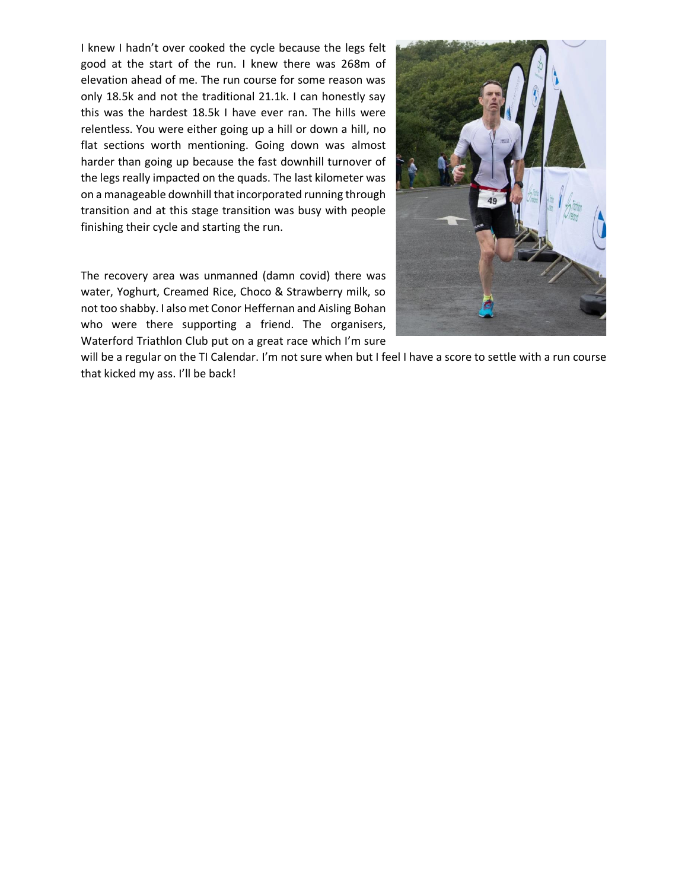I knew I hadn't over cooked the cycle because the legs felt good at the start of the run. I knew there was 268m of elevation ahead of me. The run course for some reason was only 18.5k and not the traditional 21.1k. I can honestly say this was the hardest 18.5k I have ever ran. The hills were relentless. You were either going up a hill or down a hill, no flat sections worth mentioning. Going down was almost harder than going up because the fast downhill turnover of the legs really impacted on the quads. The last kilometer was on a manageable downhill that incorporated running through transition and at this stage transition was busy with people finishing their cycle and starting the run.

The recovery area was unmanned (damn covid) there was water, Yoghurt, Creamed Rice, Choco & Strawberry milk, so not too shabby. I also met Conor Heffernan and Aisling Bohan who were there supporting a friend. The organisers, Waterford Triathlon Club put on a great race which I'm sure will be a regular on the TI Calendar. I'm not sure when but I feel I have a score to settle with a run course that kicked my ass. I'll be back!